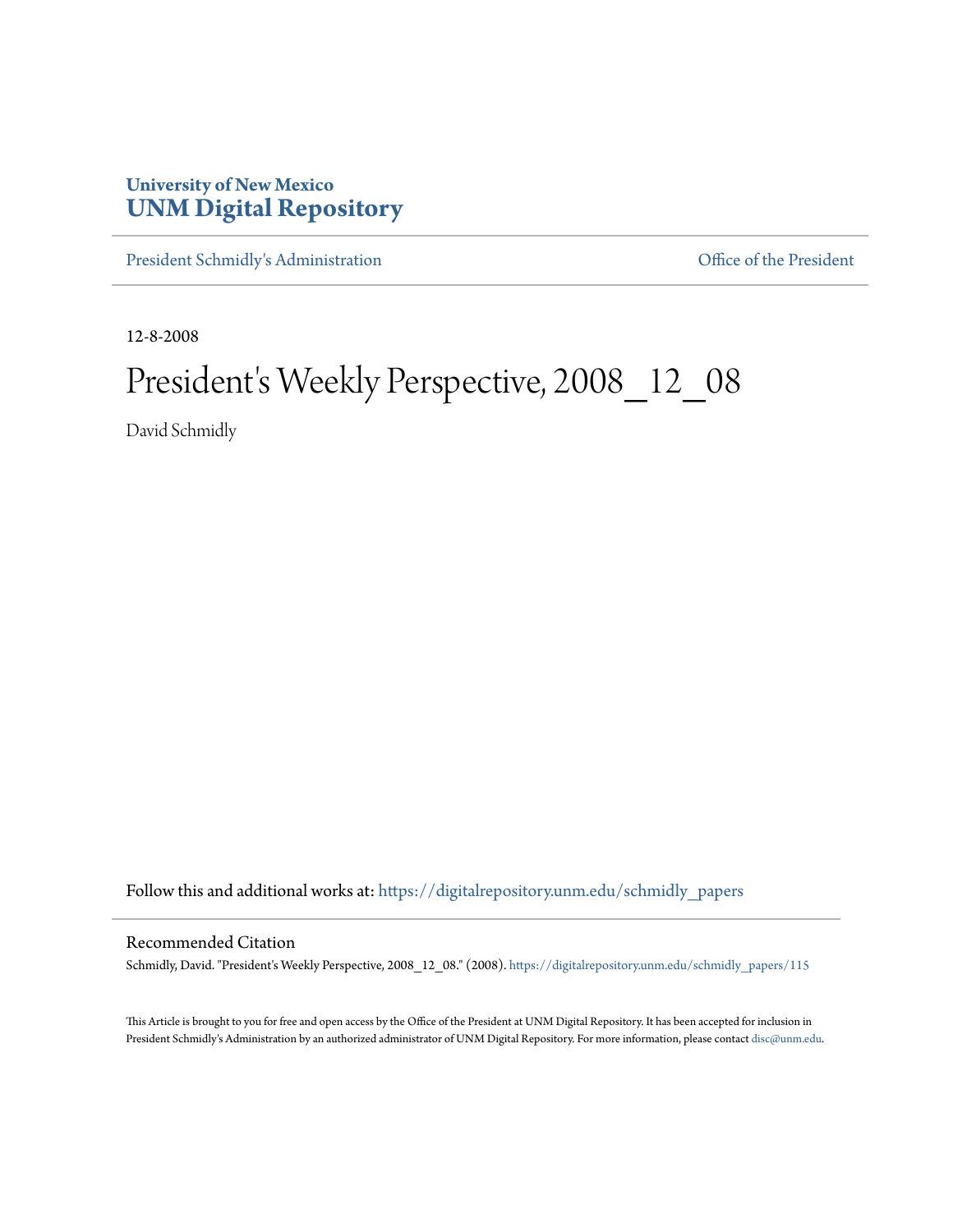**University of New Mexico**
**UNM Digital Repository**

President Schmidly's Administration | Office of the President

12-8-2008

# President's Weekly Perspective, 2008_12_08

David Schmidly

Follow this and additional works at: https://digitalrepository.unm.edu/schmidly_papers

## Recommended Citation

Schmidly, David. "President's Weekly Perspective, 2008_12_08." (2008). https://digitalrepository.unm.edu/schmidly_papers/115

This Article is brought to you for free and open access by the Office of the President at UNM Digital Repository. It has been accepted for inclusion in President Schmidly's Administration by an authorized administrator of UNM Digital Repository. For more information, please contact disc@unm.edu.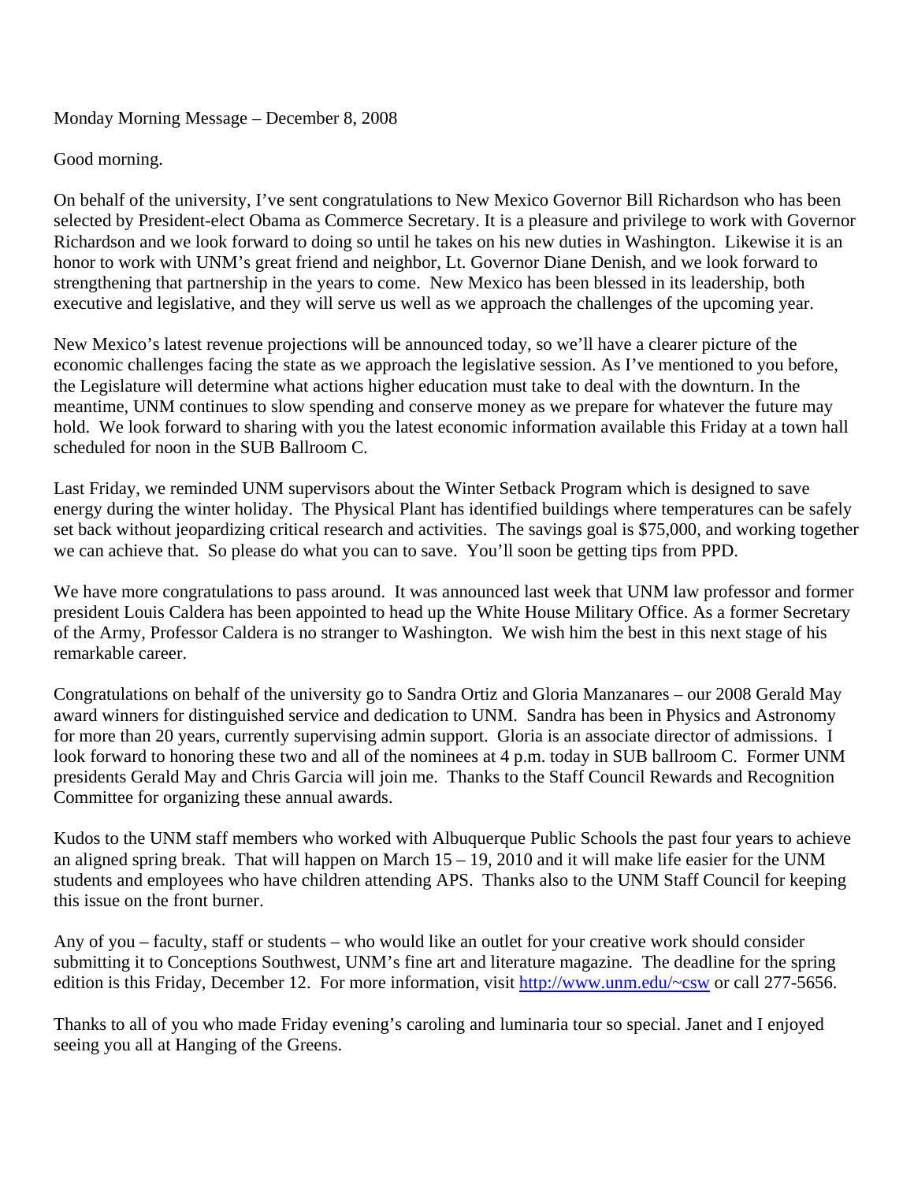Monday Morning Message – December 8, 2008

Good morning.

On behalf of the university, I've sent congratulations to New Mexico Governor Bill Richardson who has been selected by President-elect Obama as Commerce Secretary. It is a pleasure and privilege to work with Governor Richardson and we look forward to doing so until he takes on his new duties in Washington. Likewise it is an honor to work with UNM's great friend and neighbor, Lt. Governor Diane Denish, and we look forward to strengthening that partnership in the years to come. New Mexico has been blessed in its leadership, both executive and legislative, and they will serve us well as we approach the challenges of the upcoming year.

New Mexico's latest revenue projections will be announced today, so we'll have a clearer picture of the economic challenges facing the state as we approach the legislative session. As I've mentioned to you before, the Legislature will determine what actions higher education must take to deal with the downturn. In the meantime, UNM continues to slow spending and conserve money as we prepare for whatever the future may hold. We look forward to sharing with you the latest economic information available this Friday at a town hall scheduled for noon in the SUB Ballroom C.

Last Friday, we reminded UNM supervisors about the Winter Setback Program which is designed to save energy during the winter holiday. The Physical Plant has identified buildings where temperatures can be safely set back without jeopardizing critical research and activities. The savings goal is $75,000, and working together we can achieve that. So please do what you can to save. You'll soon be getting tips from PPD.

We have more congratulations to pass around. It was announced last week that UNM law professor and former president Louis Caldera has been appointed to head up the White House Military Office. As a former Secretary of the Army, Professor Caldera is no stranger to Washington. We wish him the best in this next stage of his remarkable career.

Congratulations on behalf of the university go to Sandra Ortiz and Gloria Manzanares – our 2008 Gerald May award winners for distinguished service and dedication to UNM. Sandra has been in Physics and Astronomy for more than 20 years, currently supervising admin support. Gloria is an associate director of admissions. I look forward to honoring these two and all of the nominees at 4 p.m. today in SUB ballroom C. Former UNM presidents Gerald May and Chris Garcia will join me. Thanks to the Staff Council Rewards and Recognition Committee for organizing these annual awards.

Kudos to the UNM staff members who worked with Albuquerque Public Schools the past four years to achieve an aligned spring break. That will happen on March 15 – 19, 2010 and it will make life easier for the UNM students and employees who have children attending APS. Thanks also to the UNM Staff Council for keeping this issue on the front burner.

Any of you – faculty, staff or students – who would like an outlet for your creative work should consider submitting it to Conceptions Southwest, UNM's fine art and literature magazine. The deadline for the spring edition is this Friday, December 12. For more information, visit http://www.unm.edu/~csw or call 277-5656.

Thanks to all of you who made Friday evening's caroling and luminaria tour so special. Janet and I enjoyed seeing you all at Hanging of the Greens.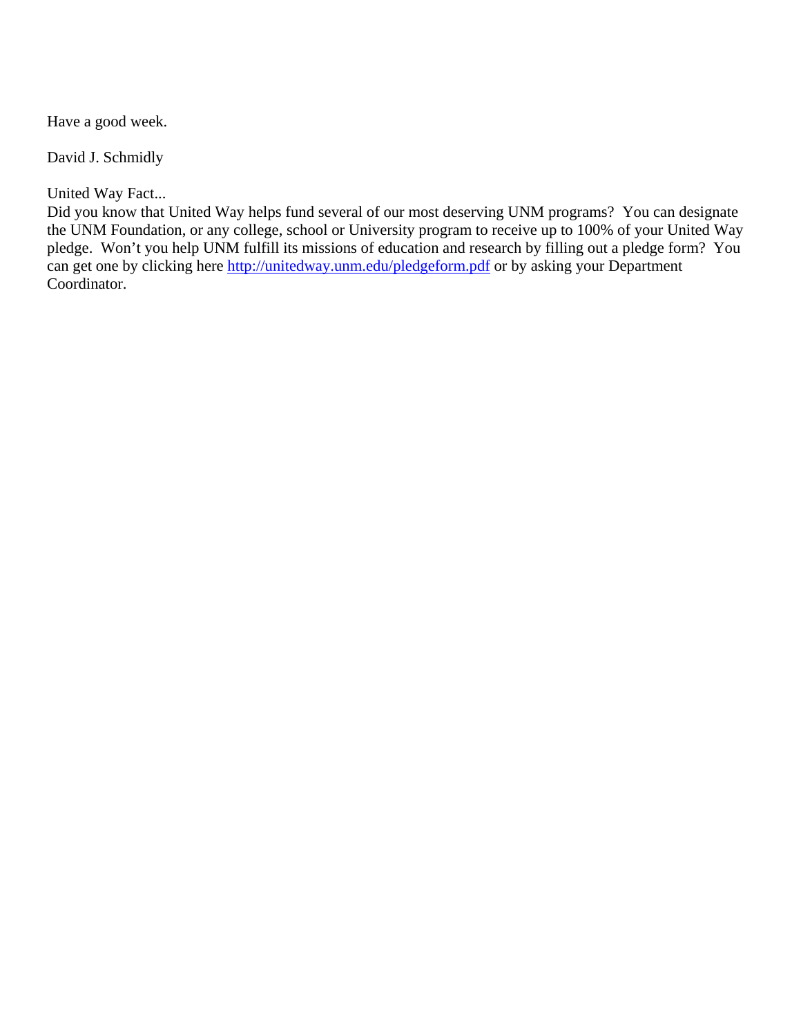Have a good week.

David J. Schmidly

United Way Fact...
Did you know that United Way helps fund several of our most deserving UNM programs? You can designate the UNM Foundation, or any college, school or University program to receive up to 100% of your United Way pledge. Won't you help UNM fulfill its missions of education and research by filling out a pledge form? You can get one by clicking here http://unitedway.unm.edu/pledgeform.pdf or by asking your Department Coordinator.